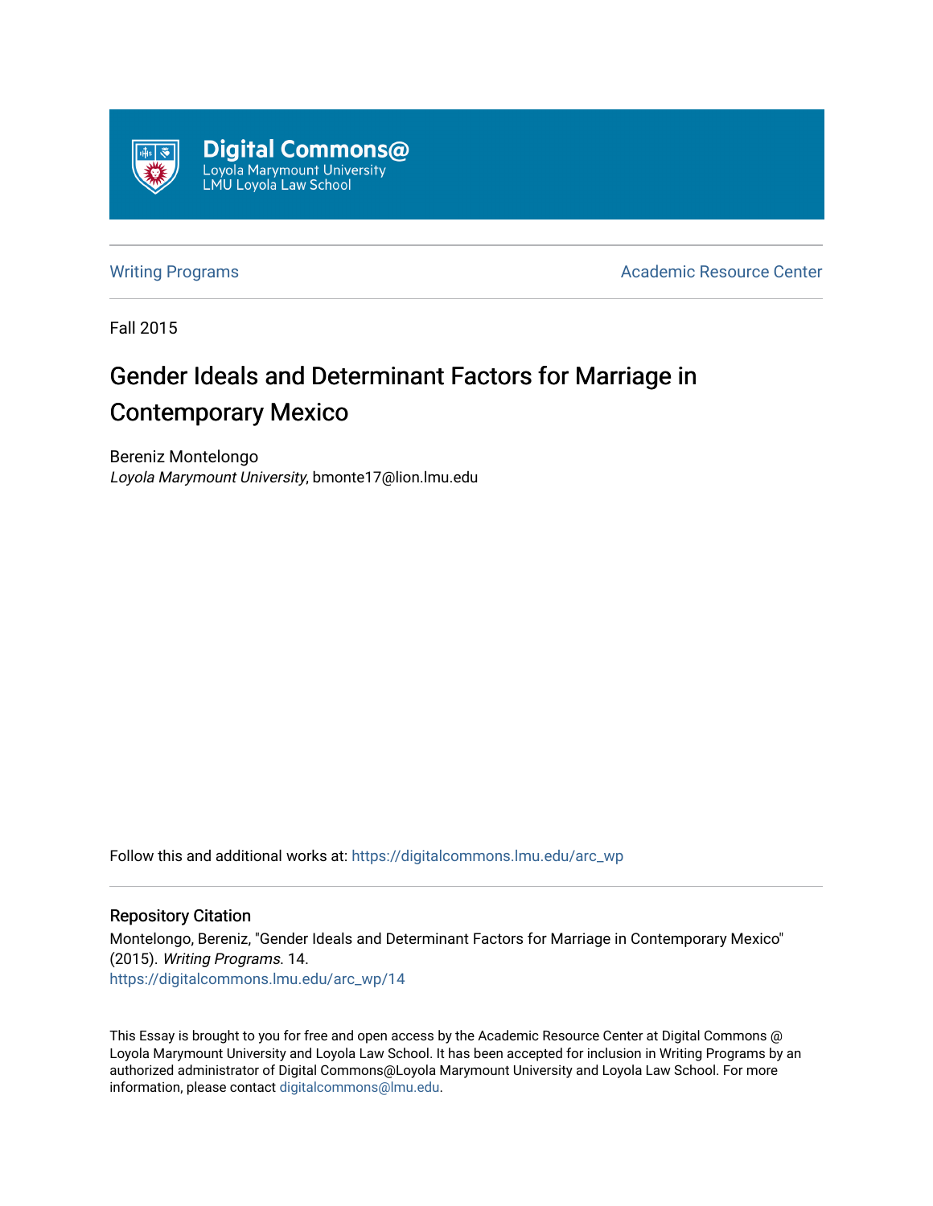Digital Commons@
Loyola Marymount University
LMU Loyola Law School

Writing Programs

Academic Resource Center

Fall 2015

# Gender Ideals and Determinant Factors for Marriage in Contemporary Mexico

Bereniz Montelongo
*Loyola Marymount University*, bmonte17@lion.lmu.edu

Follow this and additional works at: https://digitalcommons.lmu.edu/arc_wp

## Repository Citation

Montelongo, Bereniz, "Gender Ideals and Determinant Factors for Marriage in Contemporary Mexico" (2015). *Writing Programs*. 14.
https://digitalcommons.lmu.edu/arc_wp/14

This Essay is brought to you for free and open access by the Academic Resource Center at Digital Commons @ Loyola Marymount University and Loyola Law School. It has been accepted for inclusion in Writing Programs by an authorized administrator of Digital Commons@Loyola Marymount University and Loyola Law School. For more information, please contact digitalcommons@lmu.edu.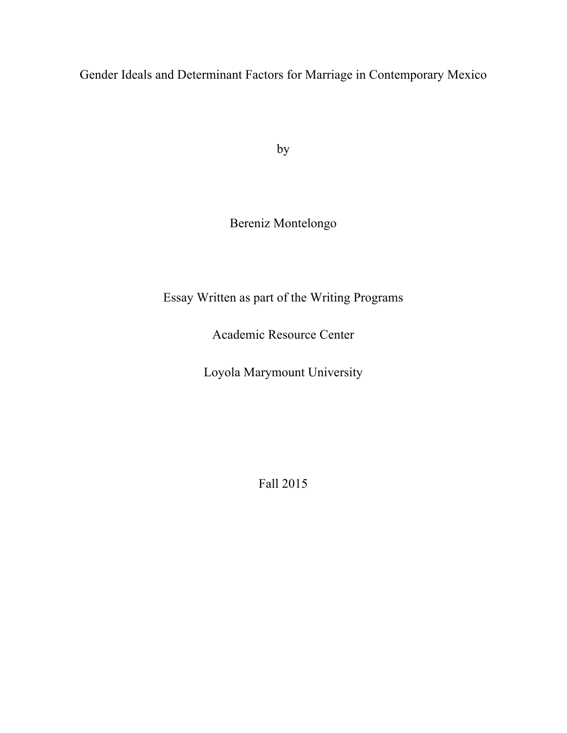# Gender Ideals and Determinant Factors for Marriage in Contemporary Mexico

by

Bereniz Montelongo

Essay Written as part of the Writing Programs

Academic Resource Center

Loyola Marymount University

Fall 2015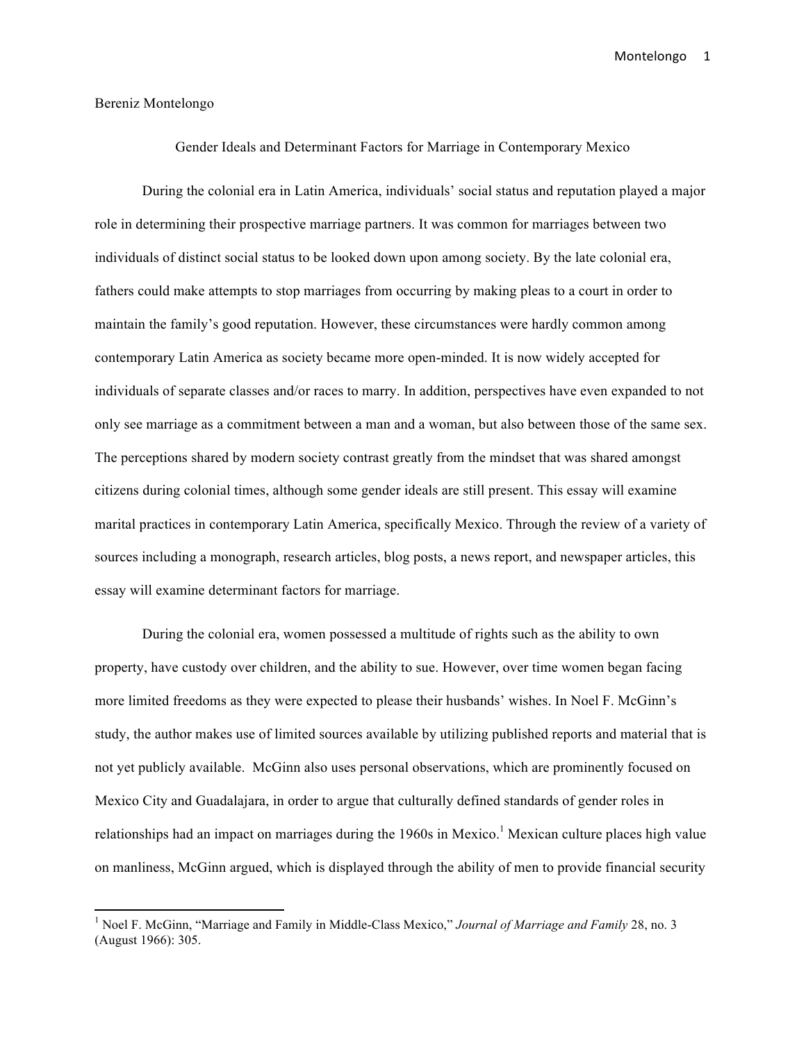Bereniz Montelongo

Gender Ideals and Determinant Factors for Marriage in Contemporary Mexico

During the colonial era in Latin America, individuals' social status and reputation played a major role in determining their prospective marriage partners. It was common for marriages between two individuals of distinct social status to be looked down upon among society. By the late colonial era, fathers could make attempts to stop marriages from occurring by making pleas to a court in order to maintain the family's good reputation. However, these circumstances were hardly common among contemporary Latin America as society became more open-minded. It is now widely accepted for individuals of separate classes and/or races to marry. In addition, perspectives have even expanded to not only see marriage as a commitment between a man and a woman, but also between those of the same sex. The perceptions shared by modern society contrast greatly from the mindset that was shared amongst citizens during colonial times, although some gender ideals are still present. This essay will examine marital practices in contemporary Latin America, specifically Mexico. Through the review of a variety of sources including a monograph, research articles, blog posts, a news report, and newspaper articles, this essay will examine determinant factors for marriage.

During the colonial era, women possessed a multitude of rights such as the ability to own property, have custody over children, and the ability to sue. However, over time women began facing more limited freedoms as they were expected to please their husbands' wishes. In Noel F. McGinn's study, the author makes use of limited sources available by utilizing published reports and material that is not yet publicly available. McGinn also uses personal observations, which are prominently focused on Mexico City and Guadalajara, in order to argue that culturally defined standards of gender roles in relationships had an impact on marriages during the 1960s in Mexico.[1] Mexican culture places high value on manliness, McGinn argued, which is displayed through the ability of men to provide financial security

---

[1] Noel F. McGinn, "Marriage and Family in Middle-Class Mexico," *Journal of Marriage and Family* 28, no. 3 (August 1966): 305.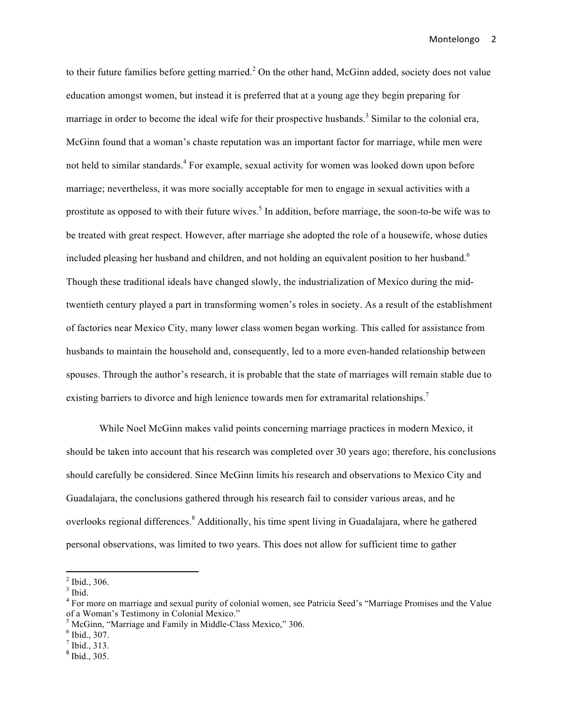to their future families before getting married.[2] On the other hand, McGinn added, society does not value education amongst women, but instead it is preferred that at a young age they begin preparing for marriage in order to become the ideal wife for their prospective husbands.[3] Similar to the colonial era, McGinn found that a woman's chaste reputation was an important factor for marriage, while men were not held to similar standards.[4] For example, sexual activity for women was looked down upon before marriage; nevertheless, it was more socially acceptable for men to engage in sexual activities with a prostitute as opposed to with their future wives.[5] In addition, before marriage, the soon-to-be wife was to be treated with great respect. However, after marriage she adopted the role of a housewife, whose duties included pleasing her husband and children, and not holding an equivalent position to her husband.[6] Though these traditional ideals have changed slowly, the industrialization of Mexico during the mid-twentieth century played a part in transforming women's roles in society. As a result of the establishment of factories near Mexico City, many lower class women began working. This called for assistance from husbands to maintain the household and, consequently, led to a more even-handed relationship between spouses. Through the author's research, it is probable that the state of marriages will remain stable due to existing barriers to divorce and high lenience towards men for extramarital relationships.[7]

While Noel McGinn makes valid points concerning marriage practices in modern Mexico, it should be taken into account that his research was completed over 30 years ago; therefore, his conclusions should carefully be considered. Since McGinn limits his research and observations to Mexico City and Guadalajara, the conclusions gathered through his research fail to consider various areas, and he overlooks regional differences.[8] Additionally, his time spent living in Guadalajara, where he gathered personal observations, was limited to two years. This does not allow for sufficient time to gather

---

[2] Ibid., 306.
[3] Ibid.
[4] For more on marriage and sexual purity of colonial women, see Patricia Seed's "Marriage Promises and the Value of a Woman's Testimony in Colonial Mexico."
[5] McGinn, "Marriage and Family in Middle-Class Mexico," 306.
[6] Ibid., 307.
[7] Ibid., 313.
[8] Ibid., 305.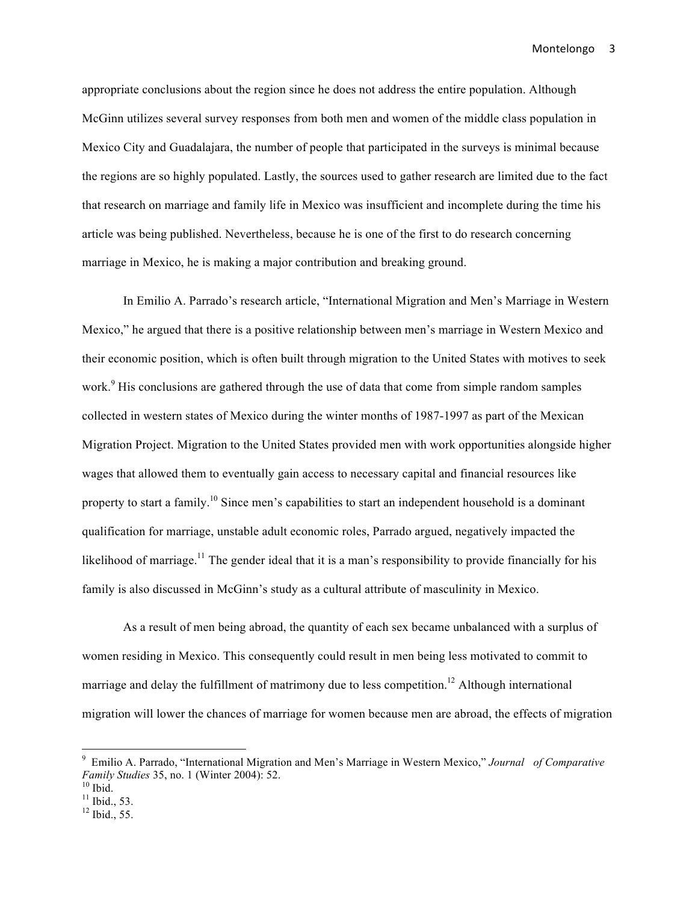appropriate conclusions about the region since he does not address the entire population. Although McGinn utilizes several survey responses from both men and women of the middle class population in Mexico City and Guadalajara, the number of people that participated in the surveys is minimal because the regions are so highly populated. Lastly, the sources used to gather research are limited due to the fact that research on marriage and family life in Mexico was insufficient and incomplete during the time his article was being published. Nevertheless, because he is one of the first to do research concerning marriage in Mexico, he is making a major contribution and breaking ground.

In Emilio A. Parrado's research article, "International Migration and Men's Marriage in Western Mexico," he argued that there is a positive relationship between men's marriage in Western Mexico and their economic position, which is often built through migration to the United States with motives to seek work.[9] His conclusions are gathered through the use of data that come from simple random samples collected in western states of Mexico during the winter months of 1987-1997 as part of the Mexican Migration Project. Migration to the United States provided men with work opportunities alongside higher wages that allowed them to eventually gain access to necessary capital and financial resources like property to start a family.[10] Since men's capabilities to start an independent household is a dominant qualification for marriage, unstable adult economic roles, Parrado argued, negatively impacted the likelihood of marriage.[11] The gender ideal that it is a man's responsibility to provide financially for his family is also discussed in McGinn's study as a cultural attribute of masculinity in Mexico.

As a result of men being abroad, the quantity of each sex became unbalanced with a surplus of women residing in Mexico. This consequently could result in men being less motivated to commit to marriage and delay the fulfillment of matrimony due to less competition.[12] Although international migration will lower the chances of marriage for women because men are abroad, the effects of migration

---

[9] Emilio A. Parrado, "International Migration and Men's Marriage in Western Mexico," *Journal of Comparative Family Studies* 35, no. 1 (Winter 2004): 52.

[10] Ibid.

[11] Ibid., 53.

[12] Ibid., 55.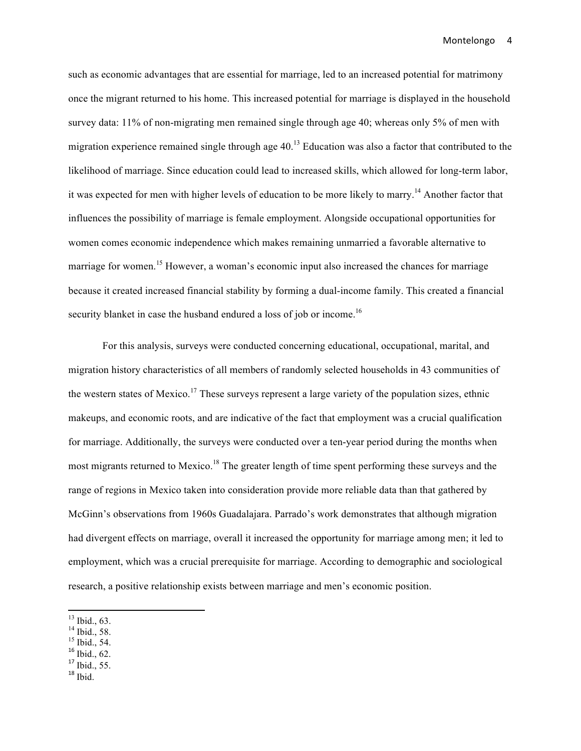such as economic advantages that are essential for marriage, led to an increased potential for matrimony once the migrant returned to his home. This increased potential for marriage is displayed in the household survey data: 11% of non-migrating men remained single through age 40; whereas only 5% of men with migration experience remained single through age 40.[13] Education was also a factor that contributed to the likelihood of marriage. Since education could lead to increased skills, which allowed for long-term labor, it was expected for men with higher levels of education to be more likely to marry.[14] Another factor that influences the possibility of marriage is female employment. Alongside occupational opportunities for women comes economic independence which makes remaining unmarried a favorable alternative to marriage for women.[15] However, a woman's economic input also increased the chances for marriage because it created increased financial stability by forming a dual-income family. This created a financial security blanket in case the husband endured a loss of job or income.[16]

For this analysis, surveys were conducted concerning educational, occupational, marital, and migration history characteristics of all members of randomly selected households in 43 communities of the western states of Mexico.[17] These surveys represent a large variety of the population sizes, ethnic makeups, and economic roots, and are indicative of the fact that employment was a crucial qualification for marriage. Additionally, the surveys were conducted over a ten-year period during the months when most migrants returned to Mexico.[18] The greater length of time spent performing these surveys and the range of regions in Mexico taken into consideration provide more reliable data than that gathered by McGinn's observations from 1960s Guadalajara. Parrado's work demonstrates that although migration had divergent effects on marriage, overall it increased the opportunity for marriage among men; it led to employment, which was a crucial prerequisite for marriage. According to demographic and sociological research, a positive relationship exists between marriage and men's economic position.

---

[13] Ibid., 63.
[14] Ibid., 58.
[15] Ibid., 54.
[16] Ibid., 62.
[17] Ibid., 55.
[18] Ibid.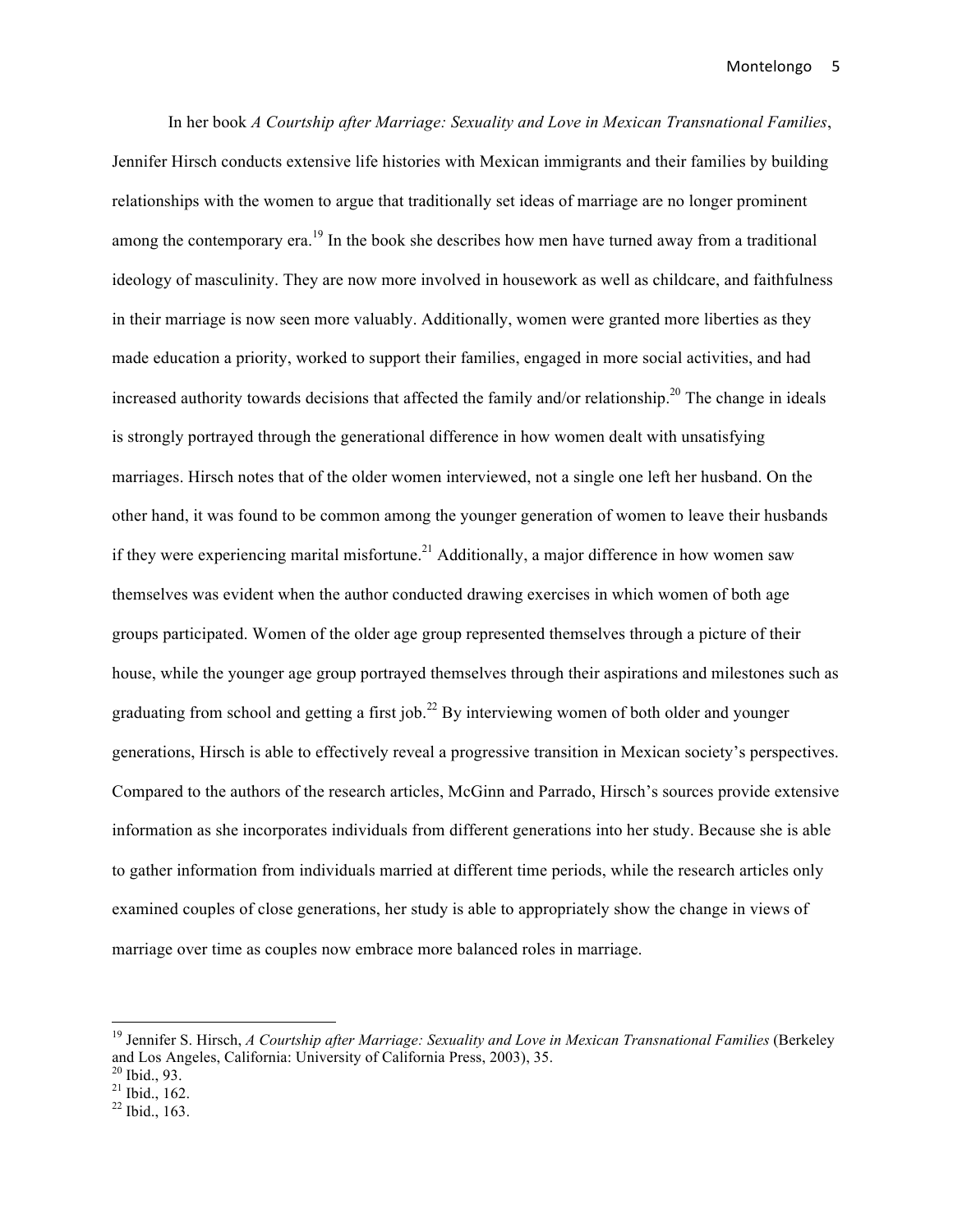In her book *A Courtship after Marriage: Sexuality and Love in Mexican Transnational Families*, Jennifer Hirsch conducts extensive life histories with Mexican immigrants and their families by building relationships with the women to argue that traditionally set ideas of marriage are no longer prominent among the contemporary era.[19] In the book she describes how men have turned away from a traditional ideology of masculinity. They are now more involved in housework as well as childcare, and faithfulness in their marriage is now seen more valuably. Additionally, women were granted more liberties as they made education a priority, worked to support their families, engaged in more social activities, and had increased authority towards decisions that affected the family and/or relationship.[20] The change in ideals is strongly portrayed through the generational difference in how women dealt with unsatisfying marriages. Hirsch notes that of the older women interviewed, not a single one left her husband. On the other hand, it was found to be common among the younger generation of women to leave their husbands if they were experiencing marital misfortune.[21] Additionally, a major difference in how women saw themselves was evident when the author conducted drawing exercises in which women of both age groups participated. Women of the older age group represented themselves through a picture of their house, while the younger age group portrayed themselves through their aspirations and milestones such as graduating from school and getting a first job.[22] By interviewing women of both older and younger generations, Hirsch is able to effectively reveal a progressive transition in Mexican society's perspectives. Compared to the authors of the research articles, McGinn and Parrado, Hirsch's sources provide extensive information as she incorporates individuals from different generations into her study. Because she is able to gather information from individuals married at different time periods, while the research articles only examined couples of close generations, her study is able to appropriately show the change in views of marriage over time as couples now embrace more balanced roles in marriage.

---

[19] Jennifer S. Hirsch, *A Courtship after Marriage: Sexuality and Love in Mexican Transnational Families* (Berkeley and Los Angeles, California: University of California Press, 2003), 35.
[20] Ibid., 93.
[21] Ibid., 162.
[22] Ibid., 163.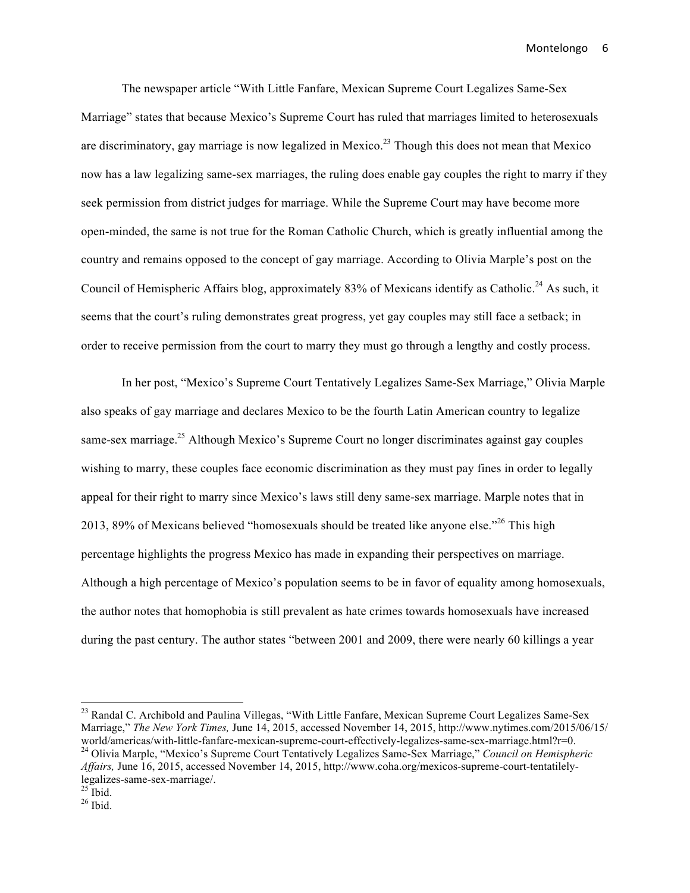The newspaper article "With Little Fanfare, Mexican Supreme Court Legalizes Same-Sex Marriage" states that because Mexico's Supreme Court has ruled that marriages limited to heterosexuals are discriminatory, gay marriage is now legalized in Mexico.[23] Though this does not mean that Mexico now has a law legalizing same-sex marriages, the ruling does enable gay couples the right to marry if they seek permission from district judges for marriage. While the Supreme Court may have become more open-minded, the same is not true for the Roman Catholic Church, which is greatly influential among the country and remains opposed to the concept of gay marriage. According to Olivia Marple's post on the Council of Hemispheric Affairs blog, approximately 83% of Mexicans identify as Catholic.[24] As such, it seems that the court's ruling demonstrates great progress, yet gay couples may still face a setback; in order to receive permission from the court to marry they must go through a lengthy and costly process.

In her post, "Mexico's Supreme Court Tentatively Legalizes Same-Sex Marriage," Olivia Marple also speaks of gay marriage and declares Mexico to be the fourth Latin American country to legalize same-sex marriage.[25] Although Mexico's Supreme Court no longer discriminates against gay couples wishing to marry, these couples face economic discrimination as they must pay fines in order to legally appeal for their right to marry since Mexico's laws still deny same-sex marriage. Marple notes that in 2013, 89% of Mexicans believed "homosexuals should be treated like anyone else."[26] This high percentage highlights the progress Mexico has made in expanding their perspectives on marriage. Although a high percentage of Mexico's population seems to be in favor of equality among homosexuals, the author notes that homophobia is still prevalent as hate crimes towards homosexuals have increased during the past century. The author states "between 2001 and 2009, there were nearly 60 killings a year

---

[23] Randal C. Archibold and Paulina Villegas, "With Little Fanfare, Mexican Supreme Court Legalizes Same-Sex Marriage," *The New York Times,* June 14, 2015, accessed November 14, 2015, http://www.nytimes.com/2015/06/15/world/americas/with-little-fanfare-mexican-supreme-court-effectively-legalizes-same-sex-marriage.html?r=0.

[24] Olivia Marple, "Mexico's Supreme Court Tentatively Legalizes Same-Sex Marriage," *Council on Hemispheric Affairs,* June 16, 2015, accessed November 14, 2015, http://www.coha.org/mexicos-supreme-court-tentatilely-legalizes-same-sex-marriage/.

[25] Ibid.

[26] Ibid.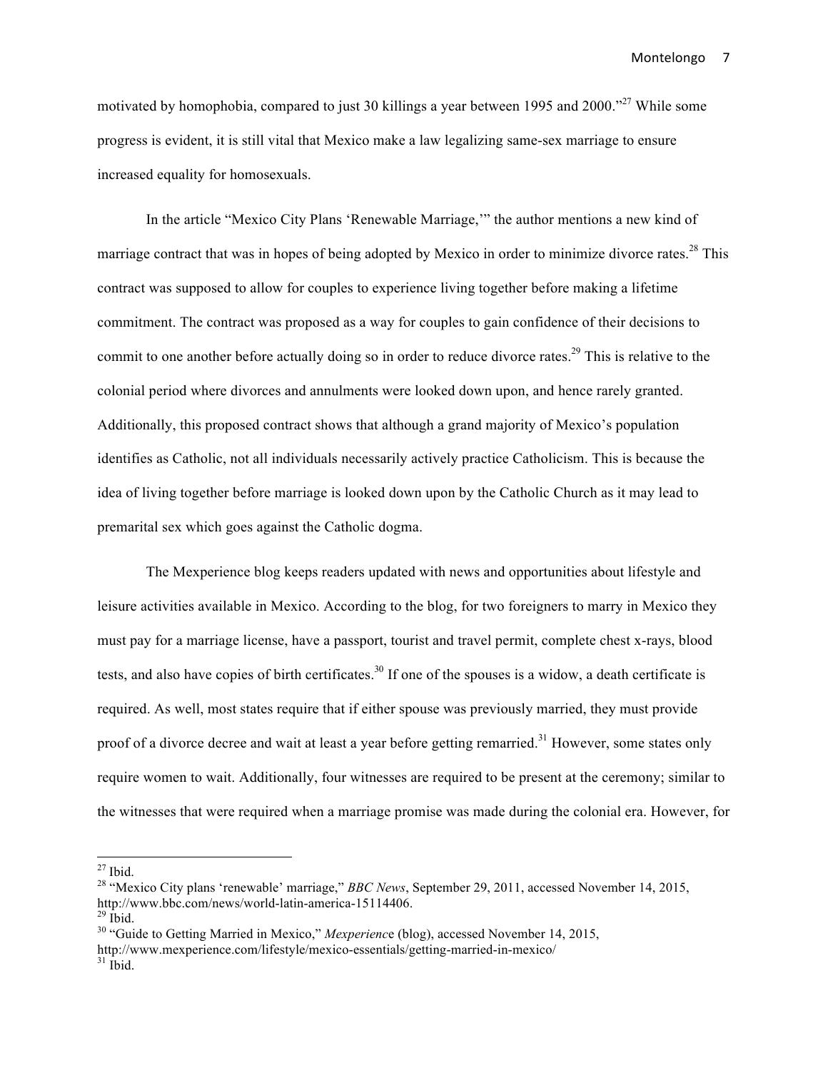motivated by homophobia, compared to just 30 killings a year between 1995 and 2000."[27] While some progress is evident, it is still vital that Mexico make a law legalizing same-sex marriage to ensure increased equality for homosexuals.

In the article "Mexico City Plans 'Renewable Marriage,'" the author mentions a new kind of marriage contract that was in hopes of being adopted by Mexico in order to minimize divorce rates.[28] This contract was supposed to allow for couples to experience living together before making a lifetime commitment. The contract was proposed as a way for couples to gain confidence of their decisions to commit to one another before actually doing so in order to reduce divorce rates.[29] This is relative to the colonial period where divorces and annulments were looked down upon, and hence rarely granted. Additionally, this proposed contract shows that although a grand majority of Mexico's population identifies as Catholic, not all individuals necessarily actively practice Catholicism. This is because the idea of living together before marriage is looked down upon by the Catholic Church as it may lead to premarital sex which goes against the Catholic dogma.

The Mexperience blog keeps readers updated with news and opportunities about lifestyle and leisure activities available in Mexico. According to the blog, for two foreigners to marry in Mexico they must pay for a marriage license, have a passport, tourist and travel permit, complete chest x-rays, blood tests, and also have copies of birth certificates.[30] If one of the spouses is a widow, a death certificate is required. As well, most states require that if either spouse was previously married, they must provide proof of a divorce decree and wait at least a year before getting remarried.[31] However, some states only require women to wait. Additionally, four witnesses are required to be present at the ceremony; similar to the witnesses that were required when a marriage promise was made during the colonial era. However, for

---

[27] Ibid.

[28] "Mexico City plans 'renewable' marriage," *BBC News*, September 29, 2011, accessed November 14, 2015, http://www.bbc.com/news/world-latin-america-15114406.

[29] Ibid.

[30] "Guide to Getting Married in Mexico," *Mexperience* (blog), accessed November 14, 2015, http://www.mexperience.com/lifestyle/mexico-essentials/getting-married-in-mexico/

[31] Ibid.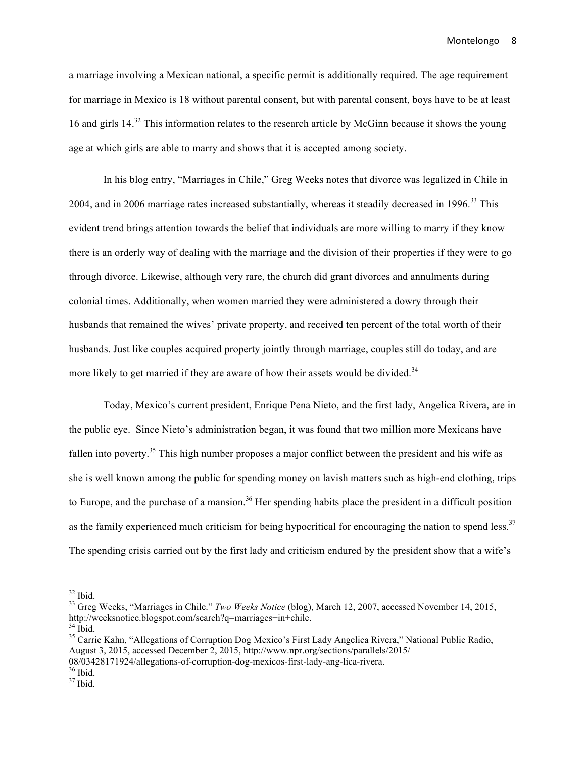a marriage involving a Mexican national, a specific permit is additionally required. The age requirement for marriage in Mexico is 18 without parental consent, but with parental consent, boys have to be at least 16 and girls 14.[32] This information relates to the research article by McGinn because it shows the young age at which girls are able to marry and shows that it is accepted among society.

In his blog entry, "Marriages in Chile," Greg Weeks notes that divorce was legalized in Chile in 2004, and in 2006 marriage rates increased substantially, whereas it steadily decreased in 1996.[33] This evident trend brings attention towards the belief that individuals are more willing to marry if they know there is an orderly way of dealing with the marriage and the division of their properties if they were to go through divorce. Likewise, although very rare, the church did grant divorces and annulments during colonial times. Additionally, when women married they were administered a dowry through their husbands that remained the wives' private property, and received ten percent of the total worth of their husbands. Just like couples acquired property jointly through marriage, couples still do today, and are more likely to get married if they are aware of how their assets would be divided.[34]

Today, Mexico's current president, Enrique Pena Nieto, and the first lady, Angelica Rivera, are in the public eye. Since Nieto's administration began, it was found that two million more Mexicans have fallen into poverty.[35] This high number proposes a major conflict between the president and his wife as she is well known among the public for spending money on lavish matters such as high-end clothing, trips to Europe, and the purchase of a mansion.[36] Her spending habits place the president in a difficult position as the family experienced much criticism for being hypocritical for encouraging the nation to spend less.[37] The spending crisis carried out by the first lady and criticism endured by the president show that a wife's

---

[32] Ibid.

[33] Greg Weeks, "Marriages in Chile." *Two Weeks Notice* (blog), March 12, 2007, accessed November 14, 2015, http://weeksnotice.blogspot.com/search?q=marriages+in+chile.

[34] Ibid.

[35] Carrie Kahn, "Allegations of Corruption Dog Mexico's First Lady Angelica Rivera," National Public Radio, August 3, 2015, accessed December 2, 2015, http://www.npr.org/sections/parallels/2015/08/03428171924/allegations-of-corruption-dog-mexicos-first-lady-ang-lica-rivera.

[36] Ibid.

[37] Ibid.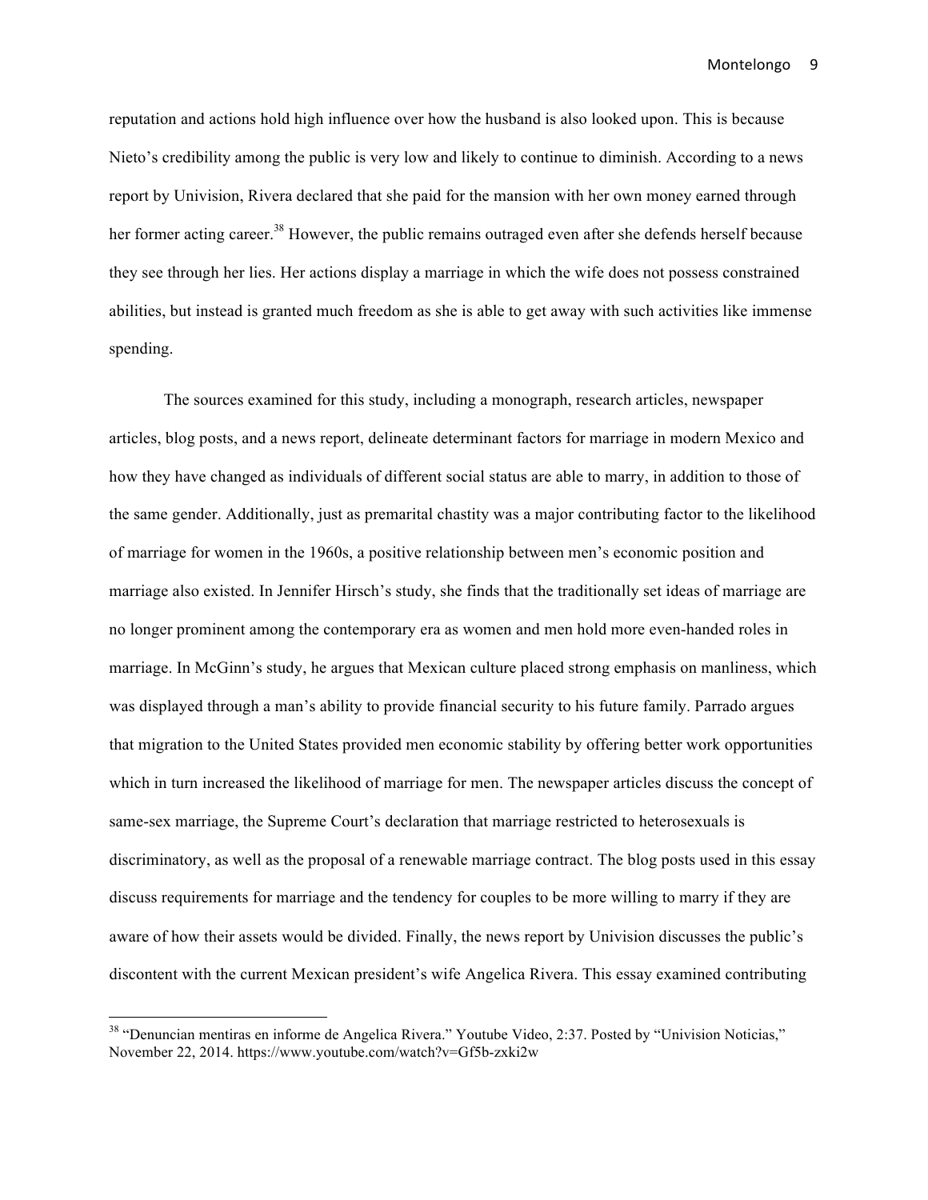reputation and actions hold high influence over how the husband is also looked upon. This is because Nieto's credibility among the public is very low and likely to continue to diminish. According to a news report by Univision, Rivera declared that she paid for the mansion with her own money earned through her former acting career.[38] However, the public remains outraged even after she defends herself because they see through her lies. Her actions display a marriage in which the wife does not possess constrained abilities, but instead is granted much freedom as she is able to get away with such activities like immense spending.

The sources examined for this study, including a monograph, research articles, newspaper articles, blog posts, and a news report, delineate determinant factors for marriage in modern Mexico and how they have changed as individuals of different social status are able to marry, in addition to those of the same gender. Additionally, just as premarital chastity was a major contributing factor to the likelihood of marriage for women in the 1960s, a positive relationship between men's economic position and marriage also existed. In Jennifer Hirsch's study, she finds that the traditionally set ideas of marriage are no longer prominent among the contemporary era as women and men hold more even-handed roles in marriage. In McGinn's study, he argues that Mexican culture placed strong emphasis on manliness, which was displayed through a man's ability to provide financial security to his future family. Parrado argues that migration to the United States provided men economic stability by offering better work opportunities which in turn increased the likelihood of marriage for men. The newspaper articles discuss the concept of same-sex marriage, the Supreme Court's declaration that marriage restricted to heterosexuals is discriminatory, as well as the proposal of a renewable marriage contract. The blog posts used in this essay discuss requirements for marriage and the tendency for couples to be more willing to marry if they are aware of how their assets would be divided. Finally, the news report by Univision discusses the public's discontent with the current Mexican president's wife Angelica Rivera. This essay examined contributing

[38] "Denuncian mentiras en informe de Angelica Rivera." Youtube Video, 2:37. Posted by "Univision Noticias," November 22, 2014. https://www.youtube.com/watch?v=Gf5b-zxki2w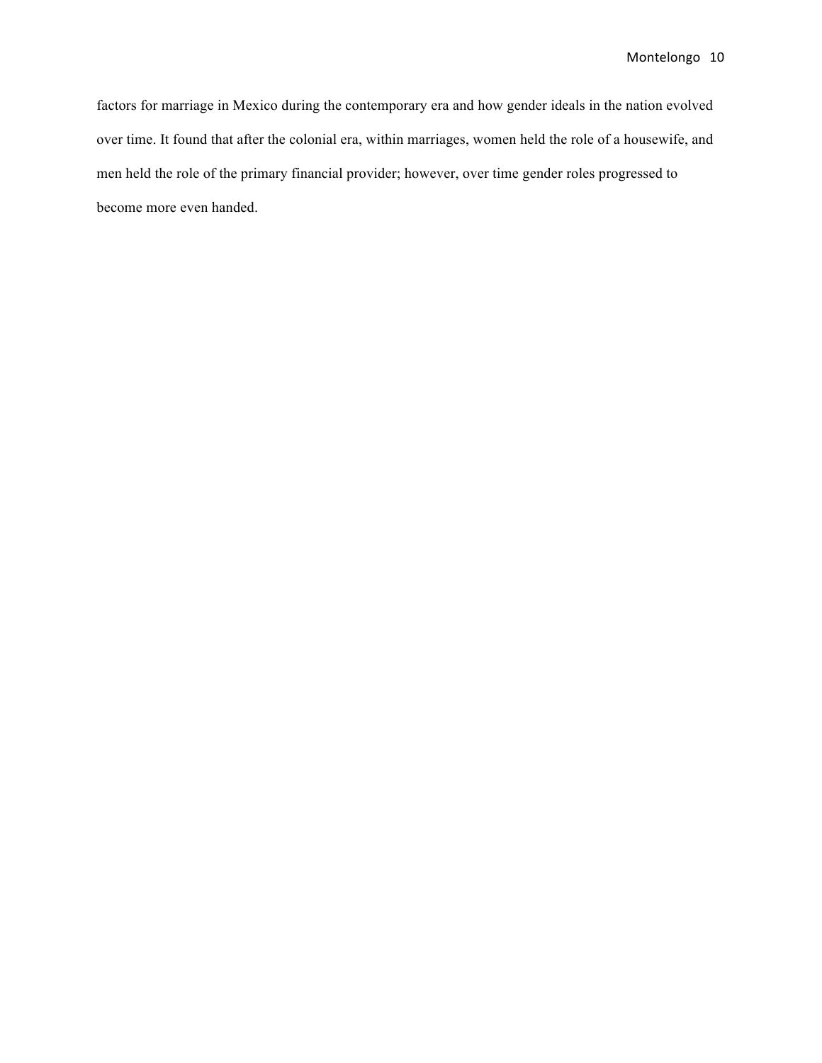factors for marriage in Mexico during the contemporary era and how gender ideals in the nation evolved over time. It found that after the colonial era, within marriages, women held the role of a housewife, and men held the role of the primary financial provider; however, over time gender roles progressed to become more even handed.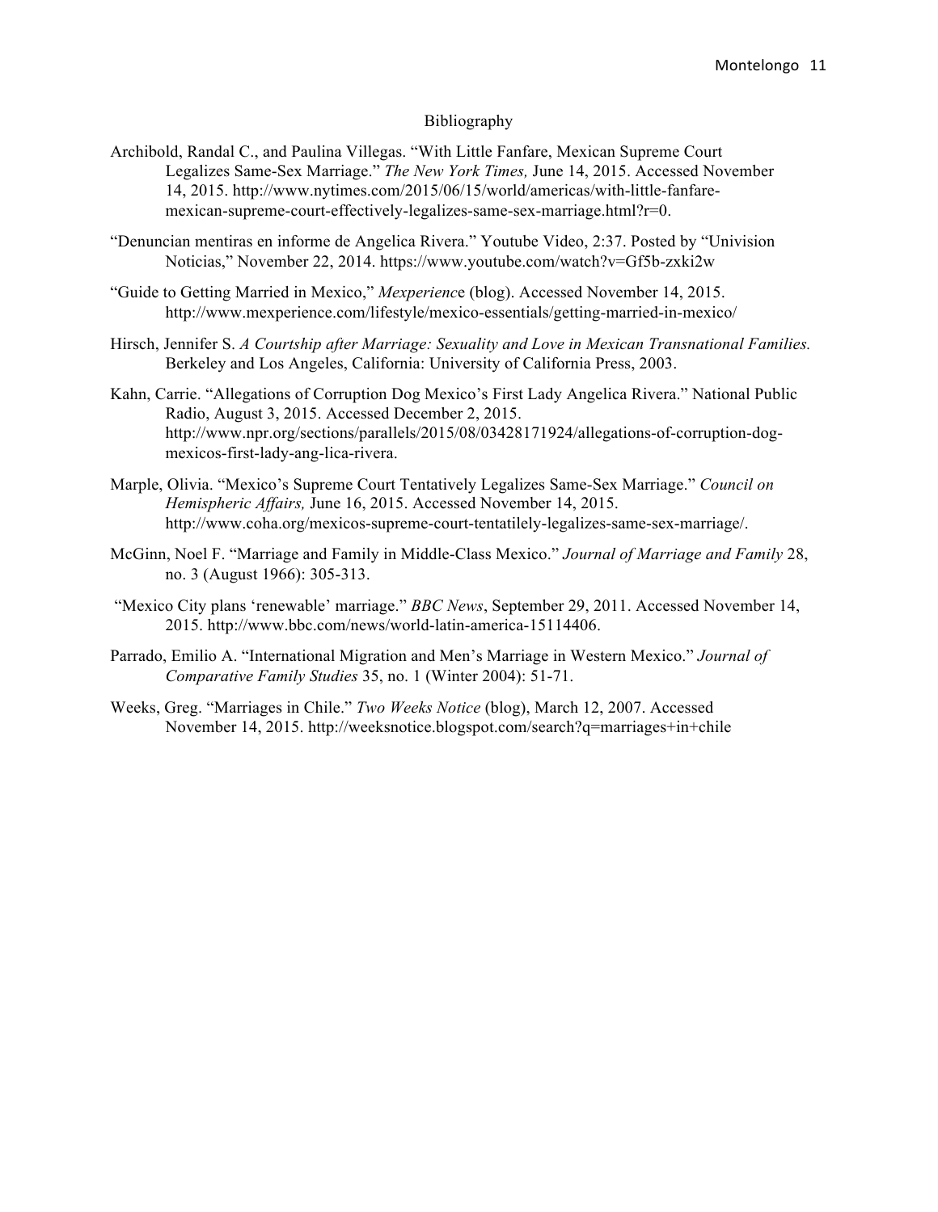# Bibliography

Archibold, Randal C., and Paulina Villegas. "With Little Fanfare, Mexican Supreme Court Legalizes Same-Sex Marriage." *The New York Times,* June 14, 2015. Accessed November 14, 2015. http://www.nytimes.com/2015/06/15/world/americas/with-little-fanfare-mexican-supreme-court-effectively-legalizes-same-sex-marriage.html?r=0.

"Denuncian mentiras en informe de Angelica Rivera." Youtube Video, 2:37. Posted by "Univision Noticias," November 22, 2014. https://www.youtube.com/watch?v=Gf5b-zxki2w

"Guide to Getting Married in Mexico," *Mexperienc*e (blog). Accessed November 14, 2015. http://www.mexperience.com/lifestyle/mexico-essentials/getting-married-in-mexico/

Hirsch, Jennifer S. *A Courtship after Marriage: Sexuality and Love in Mexican Transnational Families.* Berkeley and Los Angeles, California: University of California Press, 2003.

Kahn, Carrie. "Allegations of Corruption Dog Mexico's First Lady Angelica Rivera." National Public Radio, August 3, 2015. Accessed December 2, 2015. http://www.npr.org/sections/parallels/2015/08/03428171924/allegations-of-corruption-dog-mexicos-first-lady-ang-lica-rivera.

Marple, Olivia. "Mexico's Supreme Court Tentatively Legalizes Same-Sex Marriage." *Council on Hemispheric Affairs,* June 16, 2015. Accessed November 14, 2015. http://www.coha.org/mexicos-supreme-court-tentatilely-legalizes-same-sex-marriage/.

McGinn, Noel F. "Marriage and Family in Middle-Class Mexico." *Journal of Marriage and Family* 28, no. 3 (August 1966): 305-313.

"Mexico City plans 'renewable' marriage." *BBC News*, September 29, 2011. Accessed November 14, 2015. http://www.bbc.com/news/world-latin-america-15114406.

Parrado, Emilio A. "International Migration and Men's Marriage in Western Mexico." *Journal of Comparative Family Studies* 35, no. 1 (Winter 2004): 51-71.

Weeks, Greg. "Marriages in Chile." *Two Weeks Notice* (blog), March 12, 2007. Accessed November 14, 2015. http://weeksnotice.blogspot.com/search?q=marriages+in+chile